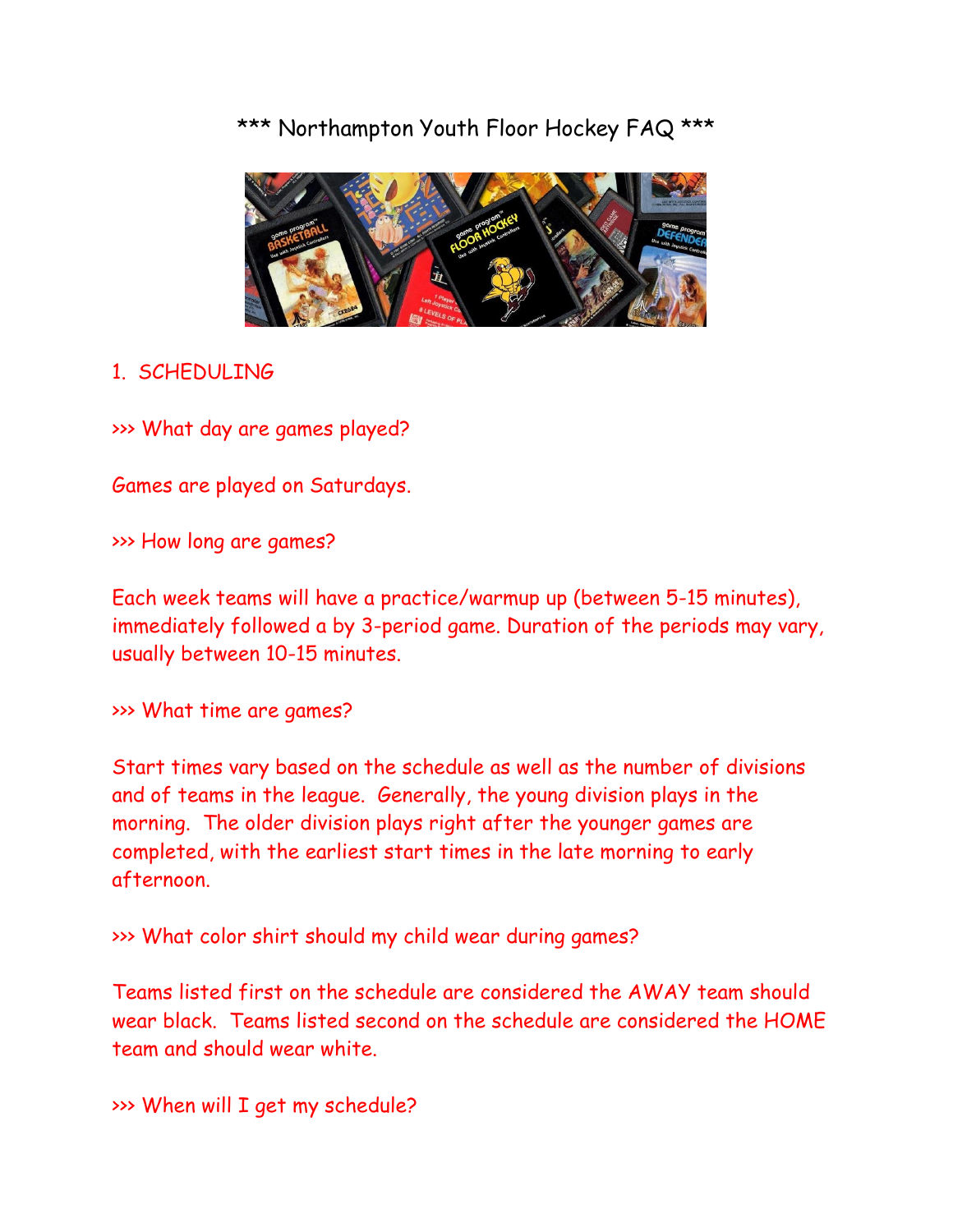# \*\*\* Northampton Youth Floor Hockey FAQ \*\*\*

## 1. SCHEDULING

### >>> What day are games played?

Games are played on Saturdays.

### >>> How long are games?

Each week teams will have a practice/warmup up (between 5-15 minutes), immediately followed a by 3-period game. Duration of the periods may vary, usually between 10-15 minutes.

### >>> What time are games?

Start times vary based on the schedule as well as the number of divisions and of teams in the league. Generally, the young division plays in the morning. The older division plays right after the younger games are completed, with the earliest start times in the late morning to early afternoon.

### >>> What color shirt should my child wear during games?

Teams listed first on the schedule are considered the AWAY team should wear black. Teams listed second on the schedule are considered the HOME team and should wear white.

### >>> When will I get my schedule?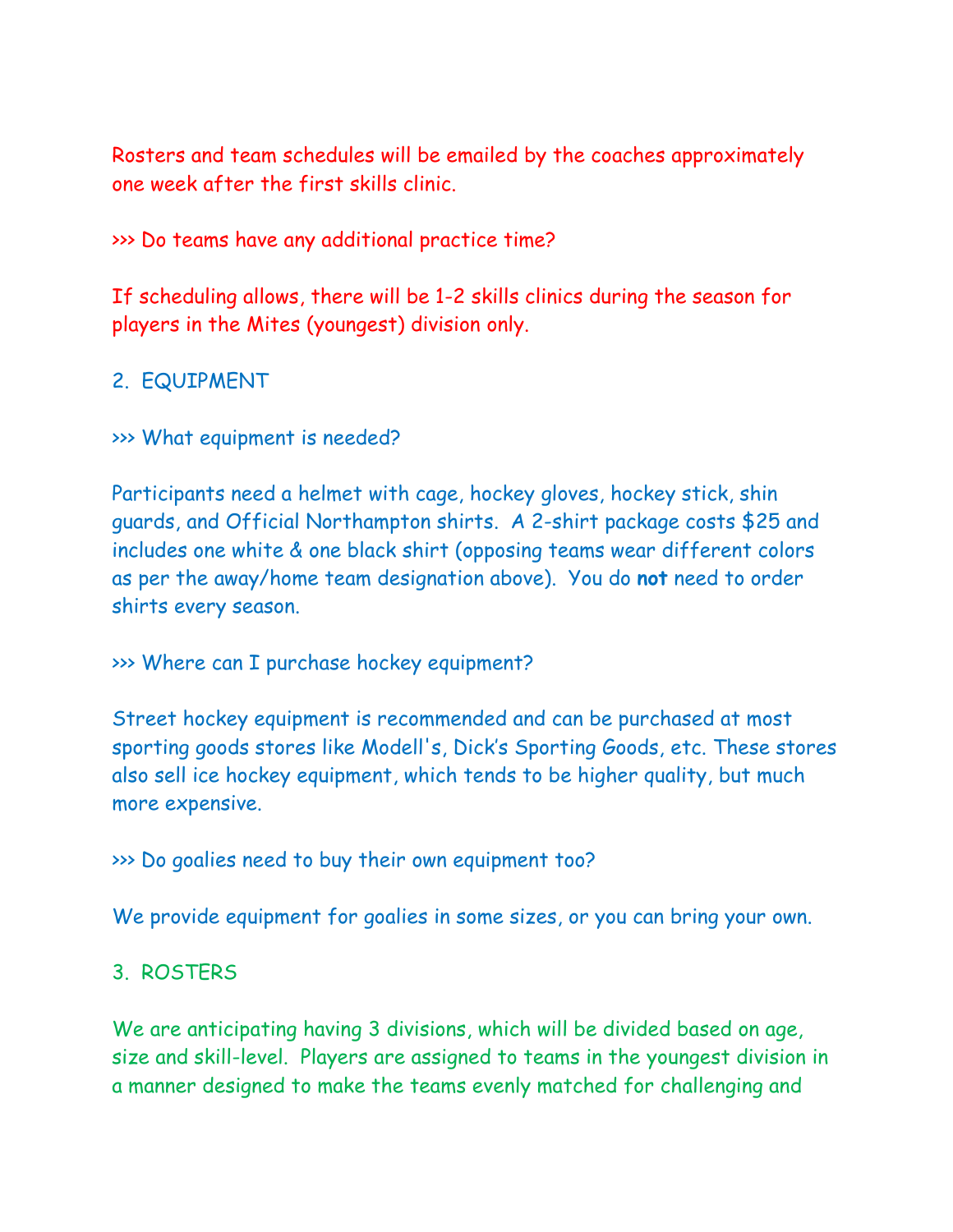Rosters and team schedules will be emailed by the coaches approximately one week after the first skills clinic.

>>> Do teams have any additional practice time?

If scheduling allows, there will be 1-2 skills clinics during the season for players in the Mites (youngest) division only.

## 2. EQUIPMENT

>>> What equipment is needed?

Participants need a helmet with cage, hockey gloves, hockey stick, shin guards, and Official Northampton shirts. A 2-shirt package costs $25 and includes one white & one black shirt (opposing teams wear different colors as per the away/home team designation above). You do **not** need to order shirts every season.

>>> Where can I purchase hockey equipment?

Street hockey equipment is recommended and can be purchased at most sporting goods stores like Modell's, Dick's Sporting Goods, etc. These stores also sell ice hockey equipment, which tends to be higher quality, but much more expensive.

>>> Do goalies need to buy their own equipment too?

We provide equipment for goalies in some sizes, or you can bring your own.

## 3. ROSTERS

We are anticipating having 3 divisions, which will be divided based on age, size and skill-level. Players are assigned to teams in the youngest division in a manner designed to make the teams evenly matched for challenging and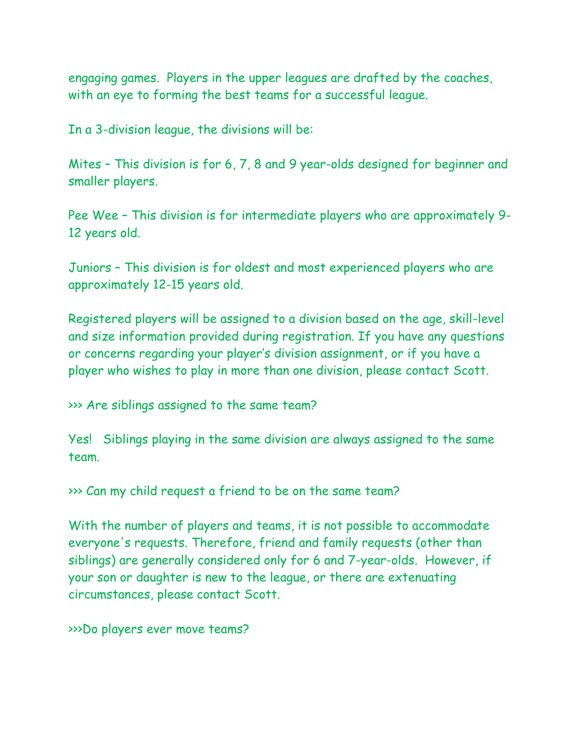engaging games.  Players in the upper leagues are drafted by the coaches, with an eye to forming the best teams for a successful league.

In a 3-division league, the divisions will be:

Mites – This division is for 6, 7, 8 and 9 year-olds designed for beginner and smaller players.

Pee Wee – This division is for intermediate players who are approximately 9-12 years old.

Juniors – This division is for oldest and most experienced players who are approximately 12-15 years old.

Registered players will be assigned to a division based on the age, skill-level and size information provided during registration. If you have any questions or concerns regarding your player's division assignment, or if you have a player who wishes to play in more than one division, please contact Scott.

>>> Are siblings assigned to the same team?

Yes!   Siblings playing in the same division are always assigned to the same team.

>>> Can my child request a friend to be on the same team?

With the number of players and teams, it is not possible to accommodate everyone's requests. Therefore, friend and family requests (other than siblings) are generally considered only for 6 and 7-year-olds.  However, if your son or daughter is new to the league, or there are extenuating circumstances, please contact Scott.

>>>Do players ever move teams?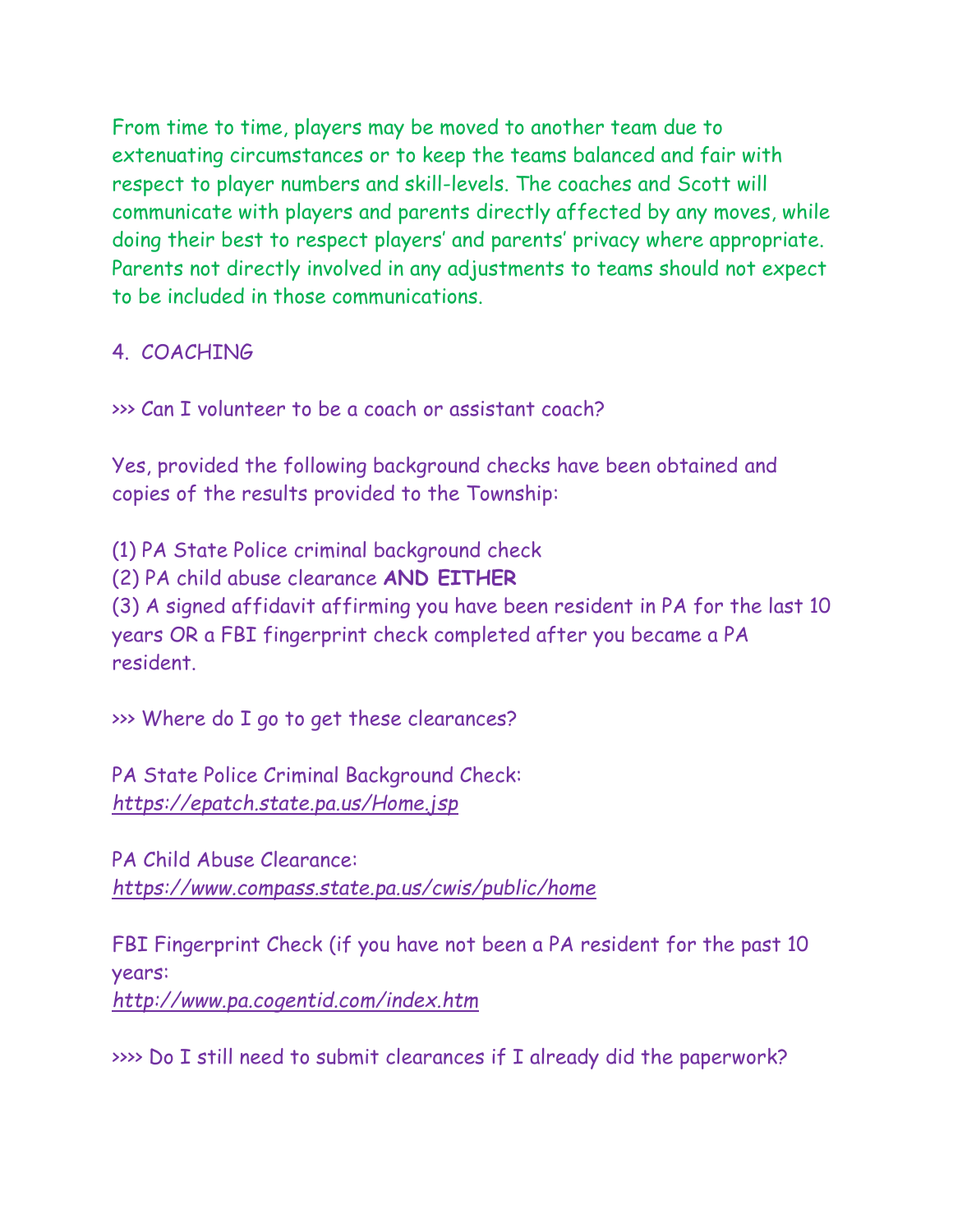From time to time, players may be moved to another team due to extenuating circumstances or to keep the teams balanced and fair with respect to player numbers and skill-levels. The coaches and Scott will communicate with players and parents directly affected by any moves, while doing their best to respect players' and parents' privacy where appropriate. Parents not directly involved in any adjustments to teams should not expect to be included in those communications.

## 4. COACHING

>>> Can I volunteer to be a coach or assistant coach?

Yes, provided the following background checks have been obtained and copies of the results provided to the Township:

(1) PA State Police criminal background check
(2) PA child abuse clearance **AND EITHER**
(3) A signed affidavit affirming you have been resident in PA for the last 10 years OR a FBI fingerprint check completed after you became a PA resident.

>>> Where do I go to get these clearances?

PA State Police Criminal Background Check:
*https://epatch.state.pa.us/Home.jsp*

PA Child Abuse Clearance:
*https://www.compass.state.pa.us/cwis/public/home*

FBI Fingerprint Check (if you have not been a PA resident for the past 10 years:
*http://www.pa.cogentid.com/index.htm*

>>>> Do I still need to submit clearances if I already did the paperwork?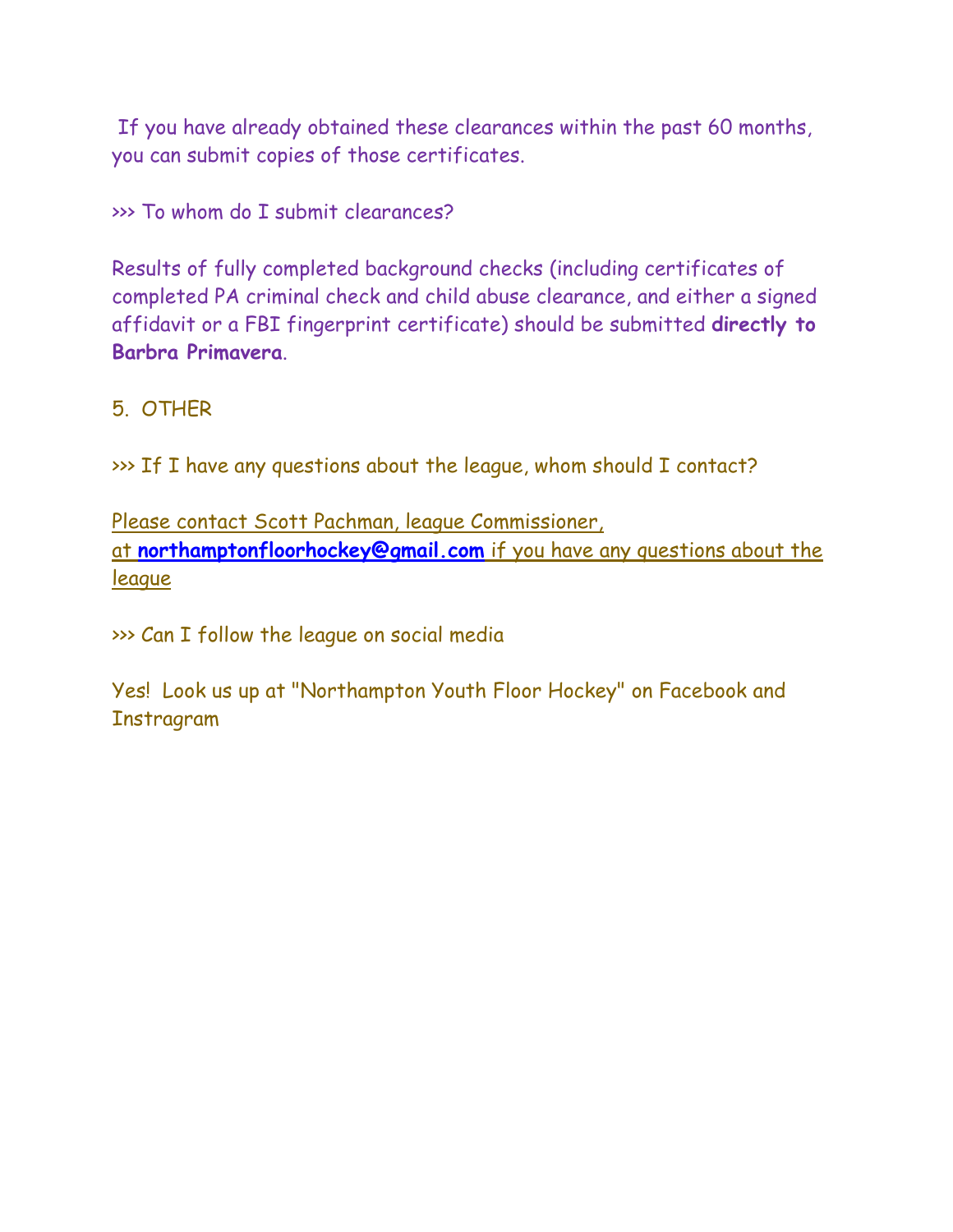If you have already obtained these clearances within the past 60 months, you can submit copies of those certificates.

>>> To whom do I submit clearances?

Results of fully completed background checks (including certificates of completed PA criminal check and child abuse clearance, and either a signed affidavit or a FBI fingerprint certificate) should be submitted **directly to Barbra Primavera**.

5. OTHER

>>> If I have any questions about the league, whom should I contact?

Please contact Scott Pachman, league Commissioner, at **northamptonfloorhockey@gmail.com** if you have any questions about the league

>>> Can I follow the league on social media

Yes! Look us up at "Northampton Youth Floor Hockey" on Facebook and Instragram